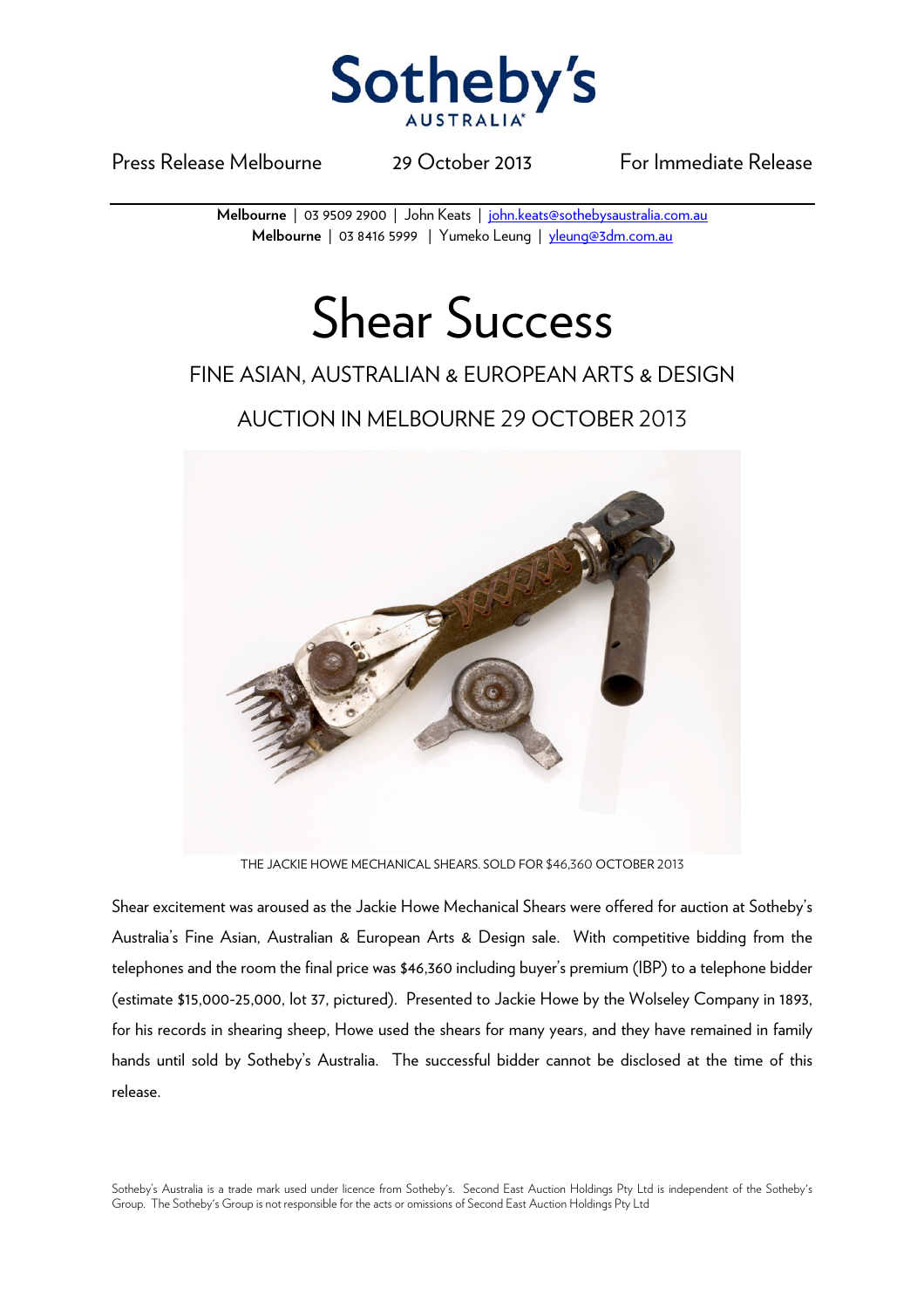Sotheby's AUSTRALIA

Press Release Melbourne | 29 October 2013 | For Immediate Release

**Melbourne** | 03 9509 2900 | John Keats | john.keats@sothebysaustralia.com.au
**Melbourne** | 03 8416 5999 | Yumeko Leung | yleung@3dm.com.au

# Shear Success

## FINE ASIAN, AUSTRALIAN & EUROPEAN ARTS & DESIGN

## AUCTION IN MELBOURNE 29 OCTOBER 2013

THE JACKIE HOWE MECHANICAL SHEARS. SOLD FOR $46,360 OCTOBER 2013

Shear excitement was aroused as the Jackie Howe Mechanical Shears were offered for auction at Sotheby's Australia's Fine Asian, Australian & European Arts & Design sale. With competitive bidding from the telephones and the room the final price was $46,360 including buyer's premium (IBP) to a telephone bidder (estimate $15,000-25,000, lot 37, pictured). Presented to Jackie Howe by the Wolseley Company in 1893, for his records in shearing sheep, Howe used the shears for many years, and they have remained in family hands until sold by Sotheby's Australia. The successful bidder cannot be disclosed at the time of this release.

Sotheby's Australia is a trade mark used under licence from Sotheby's. Second East Auction Holdings Pty Ltd is independent of the Sotheby's Group. The Sotheby's Group is not responsible for the acts or omissions of Second East Auction Holdings Pty Ltd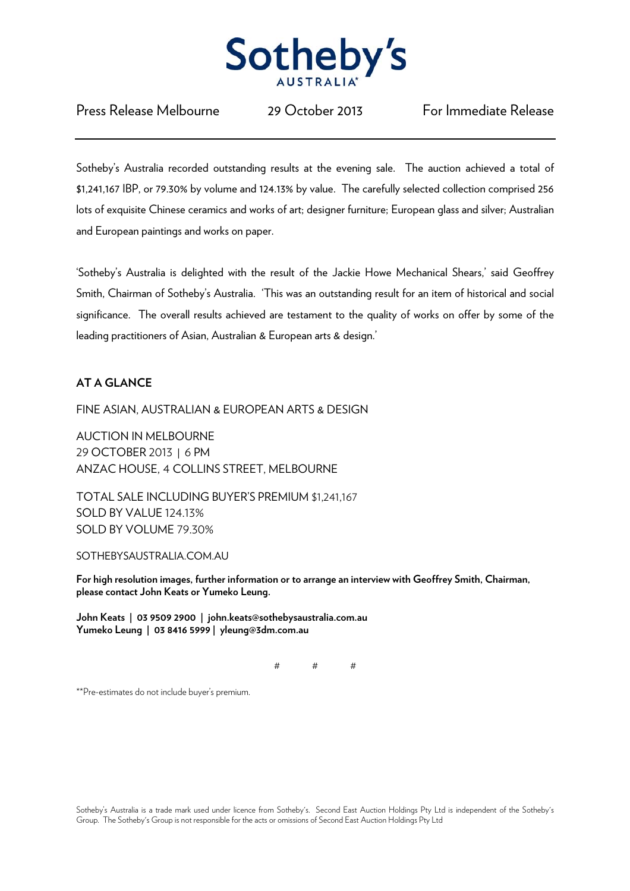Press Release Melbourne 29 October 2013 For Immediate Release

Sotheby's Australia recorded outstanding results at the evening sale. The auction achieved a total of $1,241,167 IBP, or 79.30% by volume and 124.13% by value. The carefully selected collection comprised 256 lots of exquisite Chinese ceramics and works of art; designer furniture; European glass and silver; Australian and European paintings and works on paper.

'Sotheby's Australia is delighted with the result of the Jackie Howe Mechanical Shears,' said Geoffrey Smith, Chairman of Sotheby's Australia. 'This was an outstanding result for an item of historical and social significance. The overall results achieved are testament to the quality of works on offer by some of the leading practitioners of Asian, Australian & European arts & design.'

## AT A GLANCE

FINE ASIAN, AUSTRALIAN & EUROPEAN ARTS & DESIGN

AUCTION IN MELBOURNE
29 OCTOBER 2013 | 6 PM
ANZAC HOUSE, 4 COLLINS STREET, MELBOURNE

TOTAL SALE INCLUDING BUYER'S PREMIUM $1,241,167
SOLD BY VALUE 124.13%
SOLD BY VOLUME 79.30%

SOTHEBYSAUSTRALIA.COM.AU

**For high resolution images, further information or to arrange an interview with Geoffrey Smith, Chairman, please contact John Keats or Yumeko Leung.**

**John Keats | 03 9509 2900 | john.keats@sothebysaustralia.com.au**
**Yumeko Leung | 03 8416 5999 | yleung@3dm.com.au**

# # #

**Pre-estimates do not include buyer's premium.

Sotheby's Australia is a trade mark used under licence from Sotheby's. Second East Auction Holdings Pty Ltd is independent of the Sotheby's Group. The Sotheby's Group is not responsible for the acts or omissions of Second East Auction Holdings Pty Ltd